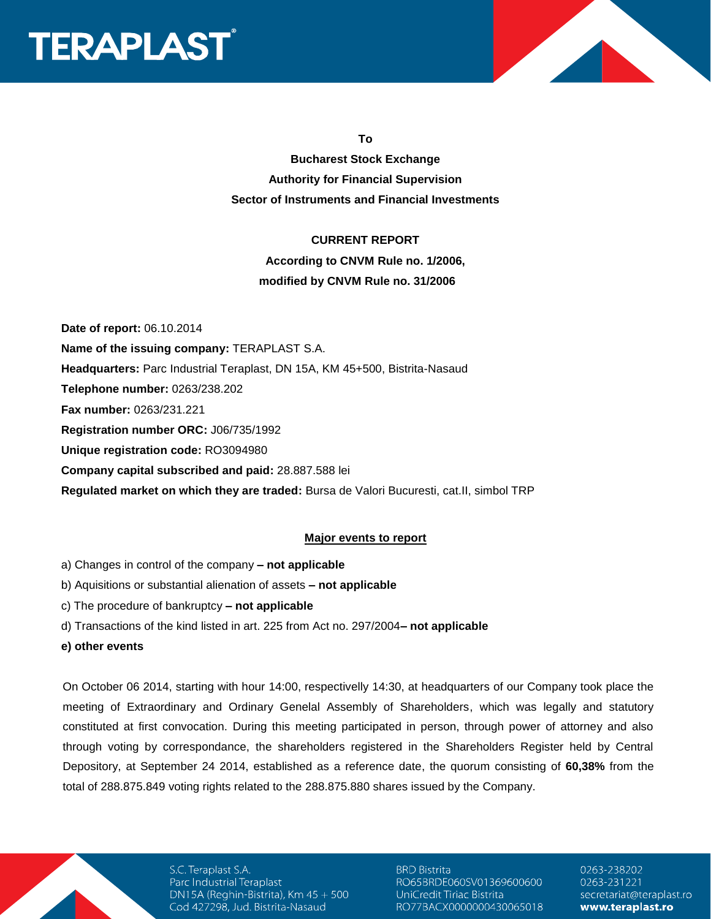**To**

**Bucharest Stock Exchange**

**Authority for Financial Supervision**

**Sector of Instruments and Financial Investments**

**CURRENT REPORT**

**According to CNVM Rule no. 1/2006,**

**modified by CNVM Rule no. 31/2006**

**Date of report:** 06.10.2014

**Name of the issuing company:** TERAPLAST S.A.

**Headquarters:** Parc Industrial Teraplast, DN 15A, KM 45+500, Bistrita-Nasaud

**Telephone number:** 0263/238.202

**Fax number:** 0263/231.221

**Registration number ORC:** J06/735/1992

**Unique registration code:** RO3094980

**Company capital subscribed and paid:** 28.887.588 lei

**Regulated market on which they are traded:** Bursa de Valori Bucuresti, cat.II, simbol TRP

**Major events to report**

a) Changes in control of the company **– not applicable**

b) Aquisitions or substantial alienation of assets **– not applicable**

c) The procedure of bankruptcy **– not applicable**

d) Transactions of the kind listed in art. 225 from Act no. 297/2004**– not applicable**

**e) other events**

On October 06 2014, starting with hour 14:00, respectivelly 14:30, at headquarters of our Company took place the meeting of Extraordinary and Ordinary Genelal Assembly of Shareholders, which was legally and statutory constituted at first convocation. During this meeting participated in person, through power of attorney and also through voting by correspondance, the shareholders registered in the Shareholders Register held by Central Depository, at September 24 2014, established as a reference date, the quorum consisting of **60,38%** from the total of 288.875.849 voting rights related to the 288.875.880 shares issued by the Company.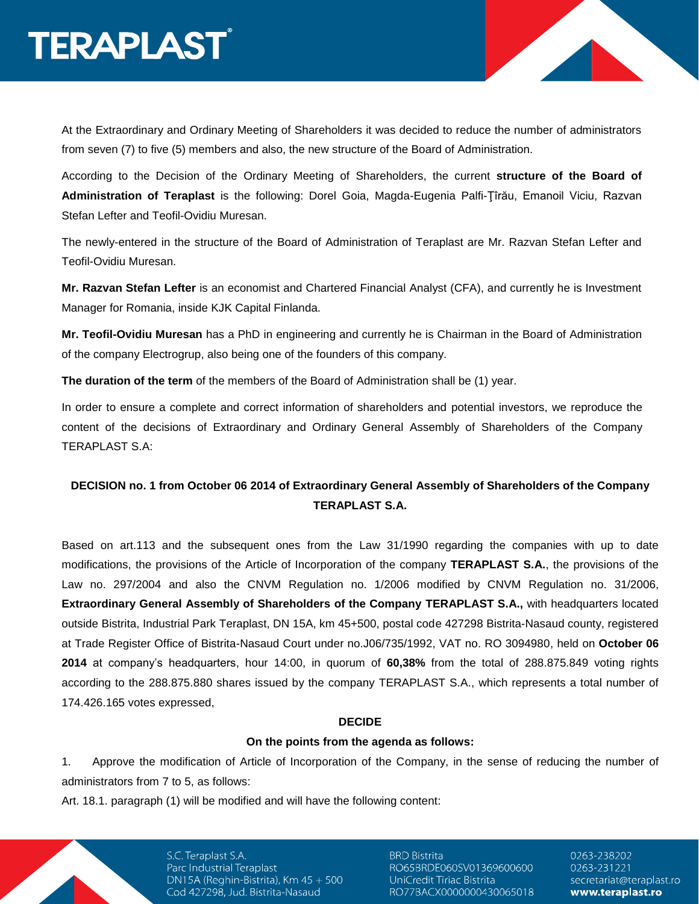At the Extraordinary and Ordinary Meeting of Shareholders it was decided to reduce the number of administrators from seven (7) to five (5) members and also, the new structure of the Board of Administration.

According to the Decision of the Ordinary Meeting of Shareholders, the current **structure of the Board of Administration of Teraplast** is the following: Dorel Goia, Magda-Eugenia Palfi-Ţîrău, Emanoil Viciu, Razvan Stefan Lefter and Teofil-Ovidiu Muresan.

The newly-entered in the structure of the Board of Administration of Teraplast are Mr. Razvan Stefan Lefter and Teofil-Ovidiu Muresan.

**Mr. Razvan Stefan Lefter** is an economist and Chartered Financial Analyst (CFA), and currently he is Investment Manager for Romania, inside KJK Capital Finlanda.

**Mr. Teofil-Ovidiu Muresan** has a PhD in engineering and currently he is Chairman in the Board of Administration of the company Electrogrup, also being one of the founders of this company.

**The duration of the term** of the members of the Board of Administration shall be (1) year.

In order to ensure a complete and correct information of shareholders and potential investors, we reproduce the content of the decisions of Extraordinary and Ordinary General Assembly of Shareholders of the Company TERAPLAST S.A:

**DECISION no. 1 from October 06 2014 of Extraordinary General Assembly of Shareholders of the Company TERAPLAST S.A.**

Based on art.113 and the subsequent ones from the Law 31/1990 regarding the companies with up to date modifications, the provisions of the Article of Incorporation of the company **TERAPLAST S.A.**, the provisions of the Law no. 297/2004 and also the CNVM Regulation no. 1/2006 modified by CNVM Regulation no. 31/2006, **Extraordinary General Assembly of Shareholders of the Company TERAPLAST S.A.,** with headquarters located outside Bistrita, Industrial Park Teraplast, DN 15A, km 45+500, postal code 427298 Bistrita-Nasaud county, registered at Trade Register Office of Bistrita-Nasaud Court under no.J06/735/1992, VAT no. RO 3094980, held on **October 06 2014** at company's headquarters, hour 14:00, in quorum of **60,38%** from the total of 288.875.849 voting rights according to the 288.875.880 shares issued by the company TERAPLAST S.A., which represents a total number of 174.426.165 votes expressed,

**DECIDE**

**On the points from the agenda as follows:**

1. Approve the modification of Article of Incorporation of the Company, in the sense of reducing the number of administrators from 7 to 5, as follows:

Art. 18.1. paragraph (1) will be modified and will have the following content: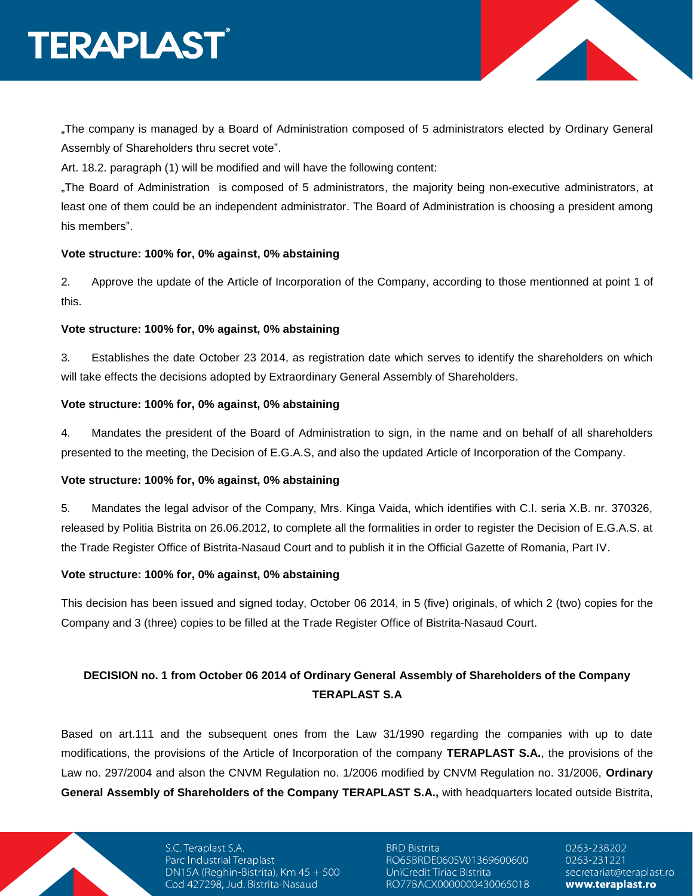„The company is managed by a Board of Administration composed of 5 administrators elected by Ordinary General Assembly of Shareholders thru secret vote".

Art. 18.2. paragraph (1) will be modified and will have the following content:

„The Board of Administration is composed of 5 administrators, the majority being non-executive administrators, at least one of them could be an independent administrator. The Board of Administration is choosing a president among his members".

**Vote structure: 100% for, 0% against, 0% abstaining**

2. Approve the update of the Article of Incorporation of the Company, according to those mentionned at point 1 of this.

**Vote structure: 100% for, 0% against, 0% abstaining**

3. Establishes the date October 23 2014, as registration date which serves to identify the shareholders on which will take effects the decisions adopted by Extraordinary General Assembly of Shareholders.

**Vote structure: 100% for, 0% against, 0% abstaining**

4. Mandates the president of the Board of Administration to sign, in the name and on behalf of all shareholders presented to the meeting, the Decision of E.G.A.S, and also the updated Article of Incorporation of the Company.

**Vote structure: 100% for, 0% against, 0% abstaining**

5. Mandates the legal advisor of the Company, Mrs. Kinga Vaida, which identifies with C.I. seria X.B. nr. 370326, released by Politia Bistrita on 26.06.2012, to complete all the formalities in order to register the Decision of E.G.A.S. at the Trade Register Office of Bistrita-Nasaud Court and to publish it in the Official Gazette of Romania, Part IV.

**Vote structure: 100% for, 0% against, 0% abstaining**

This decision has been issued and signed today, October 06 2014, in 5 (five) originals, of which 2 (two) copies for the Company and 3 (three) copies to be filled at the Trade Register Office of Bistrita-Nasaud Court.

**DECISION no. 1 from October 06 2014 of Ordinary General Assembly of Shareholders of the Company TERAPLAST S.A**

Based on art.111 and the subsequent ones from the Law 31/1990 regarding the companies with up to date modifications, the provisions of the Article of Incorporation of the company **TERAPLAST S.A.**, the provisions of the Law no. 297/2004 and alson the CNVM Regulation no. 1/2006 modified by CNVM Regulation no. 31/2006, **Ordinary General Assembly of Shareholders of the Company TERAPLAST S.A.,** with headquarters located outside Bistrita,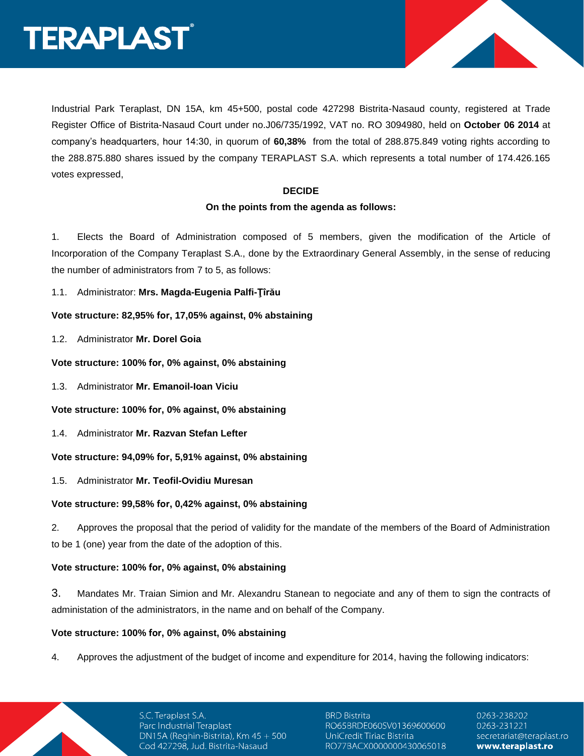Industrial Park Teraplast, DN 15A, km 45+500, postal code 427298 Bistrita-Nasaud county, registered at Trade Register Office of Bistrita-Nasaud Court under no.J06/735/1992, VAT no. RO 3094980, held on **October 06 2014** at company's headquarters, hour 14:30, in quorum of **60,38%** from the total of 288.875.849 voting rights according to the 288.875.880 shares issued by the company TERAPLAST S.A. which represents a total number of 174.426.165 votes expressed,

**DECIDE**

**On the points from the agenda as follows:**

1. Elects the Board of Administration composed of 5 members, given the modification of the Article of Incorporation of the Company Teraplast S.A., done by the Extraordinary General Assembly, in the sense of reducing the number of administrators from 7 to 5, as follows:

1.1. Administrator: **Mrs. Magda-Eugenia Palfi-Ţîrău**

**Vote structure: 82,95% for, 17,05% against, 0% abstaining**

1.2. Administrator **Mr. Dorel Goia**

**Vote structure: 100% for, 0% against, 0% abstaining**

1.3. Administrator **Mr. Emanoil-Ioan Viciu**

**Vote structure: 100% for, 0% against, 0% abstaining**

1.4. Administrator **Mr. Razvan Stefan Lefter**

**Vote structure: 94,09% for, 5,91% against, 0% abstaining**

1.5. Administrator **Mr. Teofil-Ovidiu Muresan**

**Vote structure: 99,58% for, 0,42% against, 0% abstaining**

2. Approves the proposal that the period of validity for the mandate of the members of the Board of Administration to be 1 (one) year from the date of the adoption of this.

**Vote structure: 100% for, 0% against, 0% abstaining**

3. Mandates Mr. Traian Simion and Mr. Alexandru Stanean to negociate and any of them to sign the contracts of administation of the administrators, in the name and on behalf of the Company.

**Vote structure: 100% for, 0% against, 0% abstaining**

4. Approves the adjustment of the budget of income and expenditure for 2014, having the following indicators: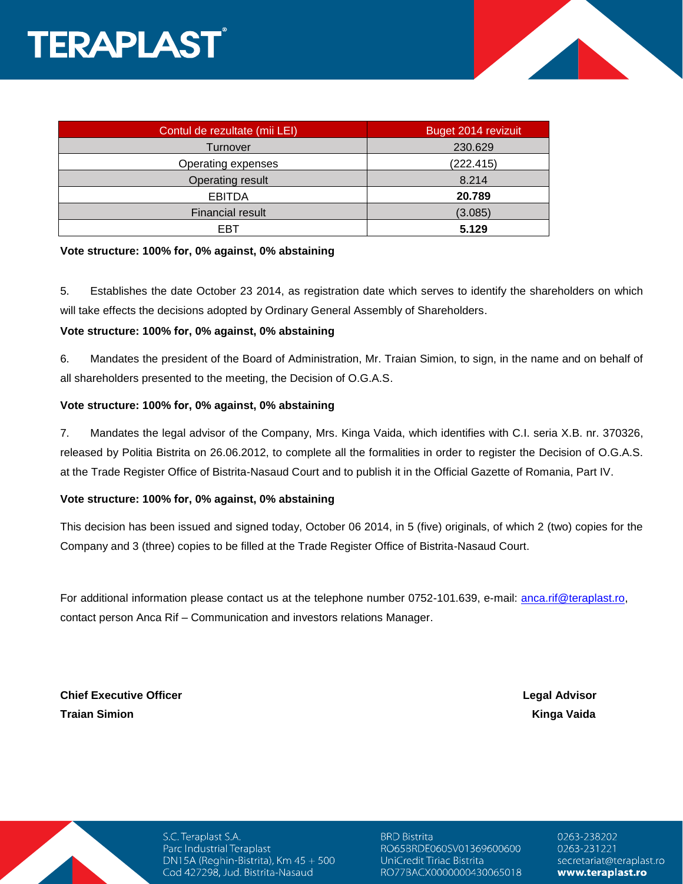| Contul de rezultate (mii LEI) | Buget 2014 revizuit |
|---|---|
| Turnover | 230.629 |
| Operating expenses | (222.415) |
| Operating result | 8.214 |
| EBITDA | **20.789** |
| Financial result | (3.085) |
| EBT | **5.129** |

**Vote structure: 100% for, 0% against, 0% abstaining**

5. Establishes the date October 23 2014, as registration date which serves to identify the shareholders on which will take effects the decisions adopted by Ordinary General Assembly of Shareholders.

**Vote structure: 100% for, 0% against, 0% abstaining**

6. Mandates the president of the Board of Administration, Mr. Traian Simion, to sign, in the name and on behalf of all shareholders presented to the meeting, the Decision of O.G.A.S.

**Vote structure: 100% for, 0% against, 0% abstaining**

7. Mandates the legal advisor of the Company, Mrs. Kinga Vaida, which identifies with C.I. seria X.B. nr. 370326, released by Politia Bistrita on 26.06.2012, to complete all the formalities in order to register the Decision of O.G.A.S. at the Trade Register Office of Bistrita-Nasaud Court and to publish it in the Official Gazette of Romania, Part IV.

**Vote structure: 100% for, 0% against, 0% abstaining**

This decision has been issued and signed today, October 06 2014, in 5 (five) originals, of which 2 (two) copies for the Company and 3 (three) copies to be filled at the Trade Register Office of Bistrita-Nasaud Court.

For additional information please contact us at the telephone number 0752-101.639, e-mail: anca.rif@teraplast.ro, contact person Anca Rif – Communication and investors relations Manager.

**Chief Executive Officer**
**Traian Simion**

**Legal Advisor**
**Kinga Vaida**